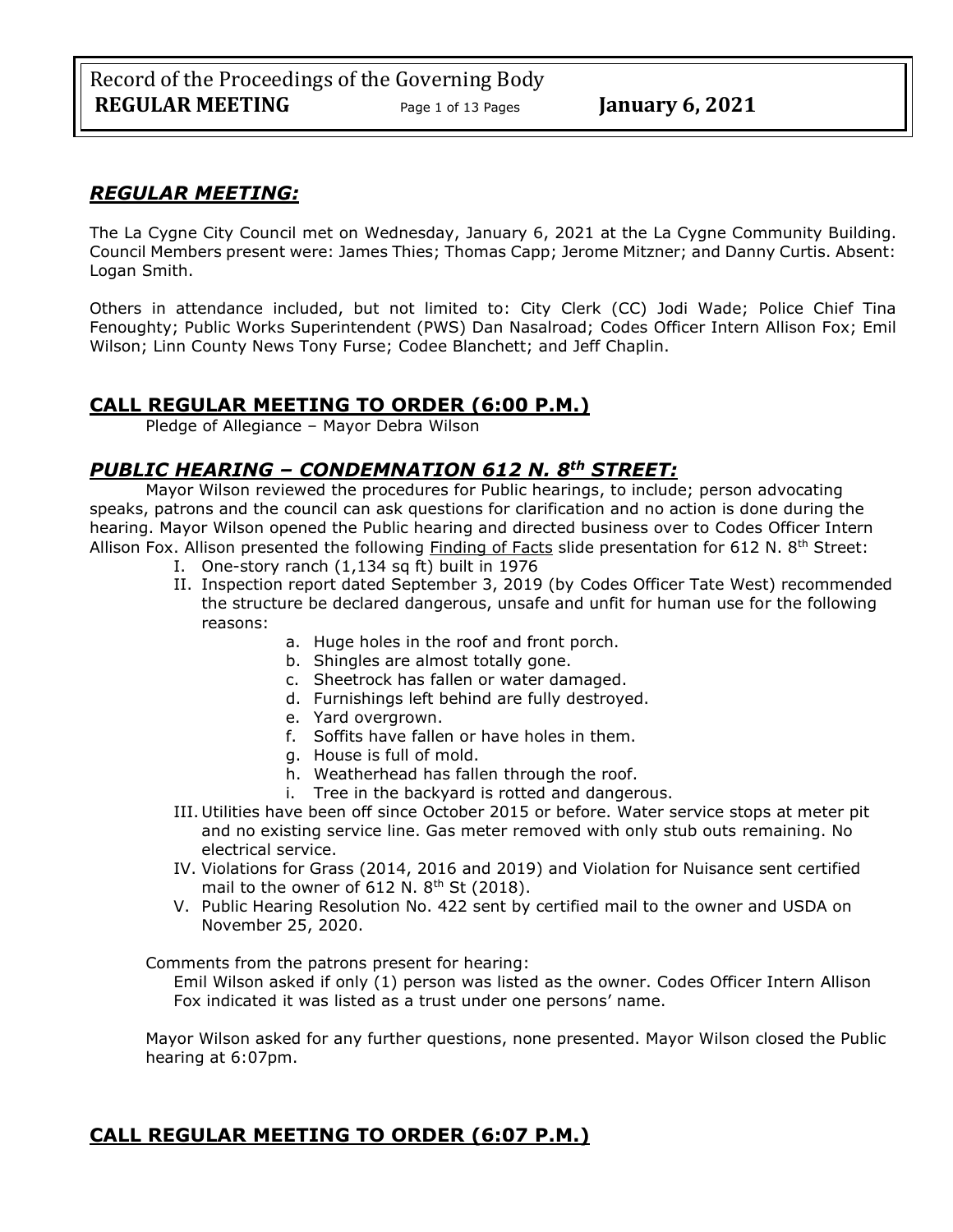## ***REGULAR MEETING:***

The La Cygne City Council met on Wednesday, January 6, 2021 at the La Cygne Community Building. Council Members present were: James Thies; Thomas Capp; Jerome Mitzner; and Danny Curtis. Absent: Logan Smith.

Others in attendance included, but not limited to: City Clerk (CC) Jodi Wade; Police Chief Tina Fenoughty; Public Works Superintendent (PWS) Dan Nasalroad; Codes Officer Intern Allison Fox; Emil Wilson; Linn County News Tony Furse; Codee Blanchett; and Jeff Chaplin.

## **CALL REGULAR MEETING TO ORDER (6:00 P.M.)**

Pledge of Allegiance – Mayor Debra Wilson

## ***PUBLIC HEARING – CONDEMNATION 612 N. 8th STREET:***

Mayor Wilson reviewed the procedures for Public hearings, to include; person advocating speaks, patrons and the council can ask questions for clarification and no action is done during the hearing. Mayor Wilson opened the Public hearing and directed business over to Codes Officer Intern Allison Fox. Allison presented the following Finding of Facts slide presentation for 612 N. 8th Street:

I. One-story ranch (1,134 sq ft) built in 1976
II. Inspection report dated September 3, 2019 (by Codes Officer Tate West) recommended the structure be declared dangerous, unsafe and unfit for human use for the following reasons:
   a. Huge holes in the roof and front porch.
   b. Shingles are almost totally gone.
   c. Sheetrock has fallen or water damaged.
   d. Furnishings left behind are fully destroyed.
   e. Yard overgrown.
   f. Soffits have fallen or have holes in them.
   g. House is full of mold.
   h. Weatherhead has fallen through the roof.
   i. Tree in the backyard is rotted and dangerous.
III. Utilities have been off since October 2015 or before. Water service stops at meter pit and no existing service line. Gas meter removed with only stub outs remaining. No electrical service.
IV. Violations for Grass (2014, 2016 and 2019) and Violation for Nuisance sent certified mail to the owner of 612 N. 8th St (2018).
V. Public Hearing Resolution No. 422 sent by certified mail to the owner and USDA on November 25, 2020.

Comments from the patrons present for hearing:

Emil Wilson asked if only (1) person was listed as the owner. Codes Officer Intern Allison Fox indicated it was listed as a trust under one persons' name.

Mayor Wilson asked for any further questions, none presented. Mayor Wilson closed the Public hearing at 6:07pm.

## **CALL REGULAR MEETING TO ORDER (6:07 P.M.)**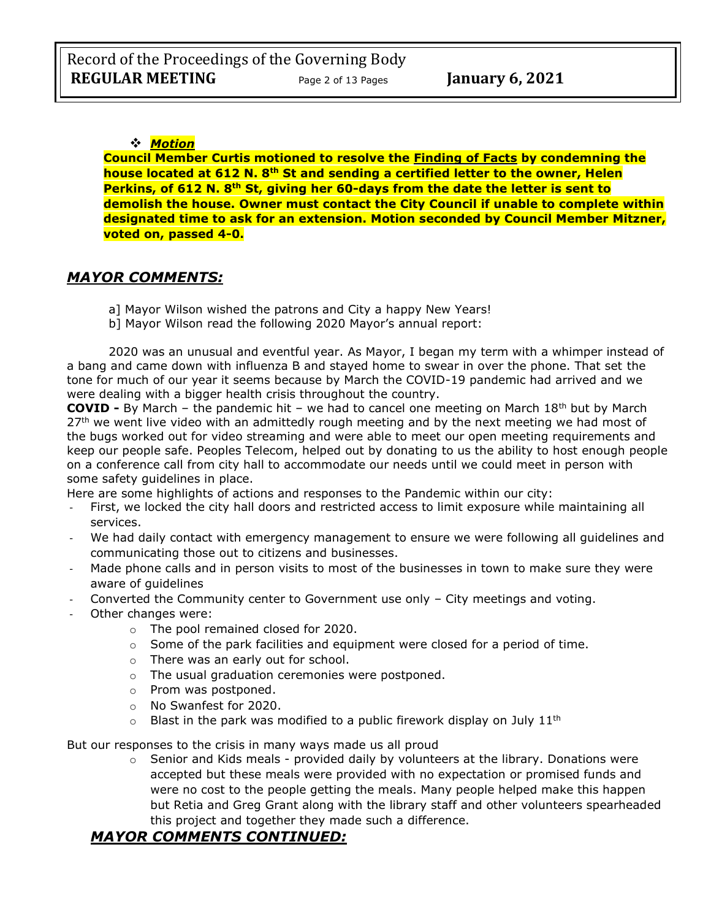❖ ***Motion***

**Council Member Curtis motioned to resolve the <u>Finding of Facts</u> by condemning the house located at 612 N. 8th St and sending a certified letter to the owner, Helen Perkins, of 612 N. 8th St, giving her 60-days from the date the letter is sent to demolish the house. Owner must contact the City Council if unable to complete within designated time to ask for an extension. Motion seconded by Council Member Mitzner, voted on, passed 4-0.**

## *MAYOR COMMENTS:*

a] Mayor Wilson wished the patrons and City a happy New Years!
b] Mayor Wilson read the following 2020 Mayor's annual report:

2020 was an unusual and eventful year. As Mayor, I began my term with a whimper instead of a bang and came down with influenza B and stayed home to swear in over the phone. That set the tone for much of our year it seems because by March the COVID-19 pandemic had arrived and we were dealing with a bigger health crisis throughout the country.

**COVID -** By March – the pandemic hit – we had to cancel one meeting on March 18th but by March 27th we went live video with an admittedly rough meeting and by the next meeting we had most of the bugs worked out for video streaming and were able to meet our open meeting requirements and keep our people safe. Peoples Telecom, helped out by donating to us the ability to host enough people on a conference call from city hall to accommodate our needs until we could meet in person with some safety guidelines in place.

Here are some highlights of actions and responses to the Pandemic within our city:

- First, we locked the city hall doors and restricted access to limit exposure while maintaining all services.
- We had daily contact with emergency management to ensure we were following all guidelines and communicating those out to citizens and businesses.
- Made phone calls and in person visits to most of the businesses in town to make sure they were aware of guidelines
- Converted the Community center to Government use only – City meetings and voting.
- Other changes were:
  - The pool remained closed for 2020.
  - Some of the park facilities and equipment were closed for a period of time.
  - There was an early out for school.
  - The usual graduation ceremonies were postponed.
  - Prom was postponed.
  - No Swanfest for 2020.
  - Blast in the park was modified to a public firework display on July 11th

But our responses to the crisis in many ways made us all proud

- Senior and Kids meals - provided daily by volunteers at the library. Donations were accepted but these meals were provided with no expectation or promised funds and were no cost to the people getting the meals. Many people helped make this happen but Retia and Greg Grant along with the library staff and other volunteers spearheaded this project and together they made such a difference.

## *MAYOR COMMENTS CONTINUED:*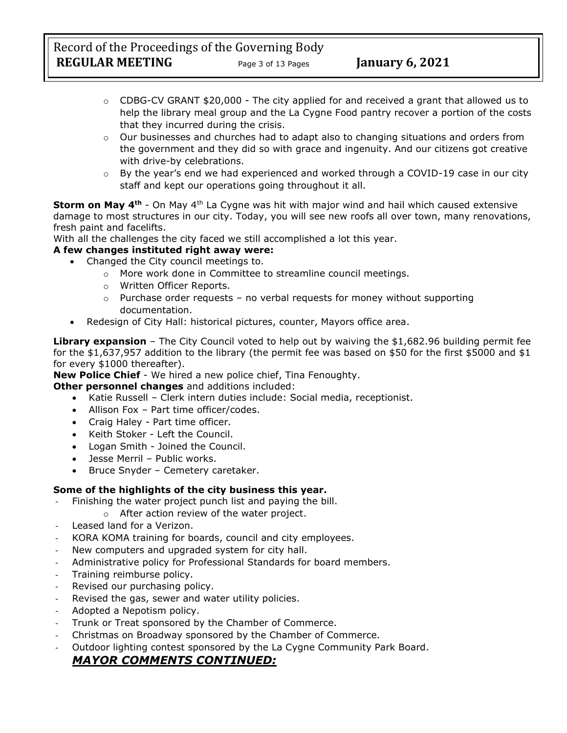- CDBG-CV GRANT $20,000 - The city applied for and received a grant that allowed us to help the library meal group and the La Cygne Food pantry recover a portion of the costs that they incurred during the crisis.
- Our businesses and churches had to adapt also to changing situations and orders from the government and they did so with grace and ingenuity. And our citizens got creative with drive-by celebrations.
- By the year's end we had experienced and worked through a COVID-19 case in our city staff and kept our operations going throughout it all.

**Storm on May 4th** - On May 4th La Cygne was hit with major wind and hail which caused extensive damage to most structures in our city. Today, you will see new roofs all over town, many renovations, fresh paint and facelifts.

With all the challenges the city faced we still accomplished a lot this year.

**A few changes instituted right away were:**

- Changed the City council meetings to.
  - More work done in Committee to streamline council meetings.
  - Written Officer Reports.
  - Purchase order requests – no verbal requests for money without supporting documentation.
- Redesign of City Hall: historical pictures, counter, Mayors office area.

**Library expansion** – The City Council voted to help out by waiving the $1,682.96 building permit fee for the $1,637,957 addition to the library (the permit fee was based on $50 for the first $5000 and $1 for every $1000 thereafter).

**New Police Chief** - We hired a new police chief, Tina Fenoughty.

**Other personnel changes** and additions included:

- Katie Russell – Clerk intern duties include: Social media, receptionist.
- Allison Fox – Part time officer/codes.
- Craig Haley - Part time officer.
- Keith Stoker - Left the Council.
- Logan Smith - Joined the Council.
- Jesse Merril – Public works.
- Bruce Snyder – Cemetery caretaker.

**Some of the highlights of the city business this year.**

- Finishing the water project punch list and paying the bill.
  - After action review of the water project.
- Leased land for a Verizon.
- KORA KOMA training for boards, council and city employees.
- New computers and upgraded system for city hall.
- Administrative policy for Professional Standards for board members.
- Training reimburse policy.
- Revised our purchasing policy.
- Revised the gas, sewer and water utility policies.
- Adopted a Nepotism policy.
- Trunk or Treat sponsored by the Chamber of Commerce.
- Christmas on Broadway sponsored by the Chamber of Commerce.
- Outdoor lighting contest sponsored by the La Cygne Community Park Board.

***MAYOR COMMENTS CONTINUED:***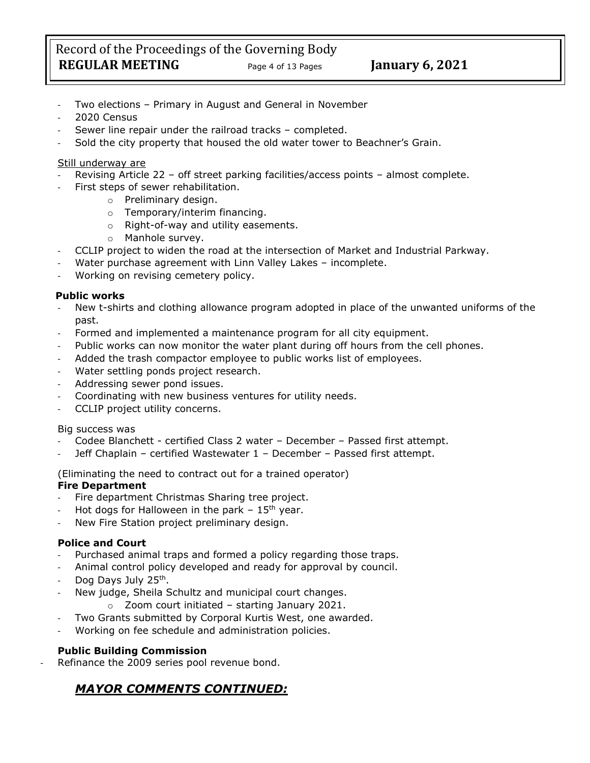- Two elections – Primary in August and General in November
- 2020 Census
- Sewer line repair under the railroad tracks – completed.
- Sold the city property that housed the old water tower to Beachner's Grain.

Still underway are

- Revising Article 22 – off street parking facilities/access points – almost complete.
- First steps of sewer rehabilitation.
  - Preliminary design.
  - Temporary/interim financing.
  - Right-of-way and utility easements.
  - Manhole survey.
- CCLIP project to widen the road at the intersection of Market and Industrial Parkway.
- Water purchase agreement with Linn Valley Lakes – incomplete.
- Working on revising cemetery policy.

**Public works**

- New t-shirts and clothing allowance program adopted in place of the unwanted uniforms of the past.
- Formed and implemented a maintenance program for all city equipment.
- Public works can now monitor the water plant during off hours from the cell phones.
- Added the trash compactor employee to public works list of employees.
- Water settling ponds project research.
- Addressing sewer pond issues.
- Coordinating with new business ventures for utility needs.
- CCLIP project utility concerns.

Big success was

- Codee Blanchett - certified Class 2 water – December – Passed first attempt.
- Jeff Chaplain – certified Wastewater 1 – December – Passed first attempt.

(Eliminating the need to contract out for a trained operator)

**Fire Department**

- Fire department Christmas Sharing tree project.
- Hot dogs for Halloween in the park – 15th year.
- New Fire Station project preliminary design.

**Police and Court**

- Purchased animal traps and formed a policy regarding those traps.
- Animal control policy developed and ready for approval by council.
- Dog Days July 25th.
- New judge, Sheila Schultz and municipal court changes.
  - Zoom court initiated – starting January 2021.
- Two Grants submitted by Corporal Kurtis West, one awarded.
- Working on fee schedule and administration policies.

**Public Building Commission**

- Refinance the 2009 series pool revenue bond.

## ***MAYOR COMMENTS CONTINUED:***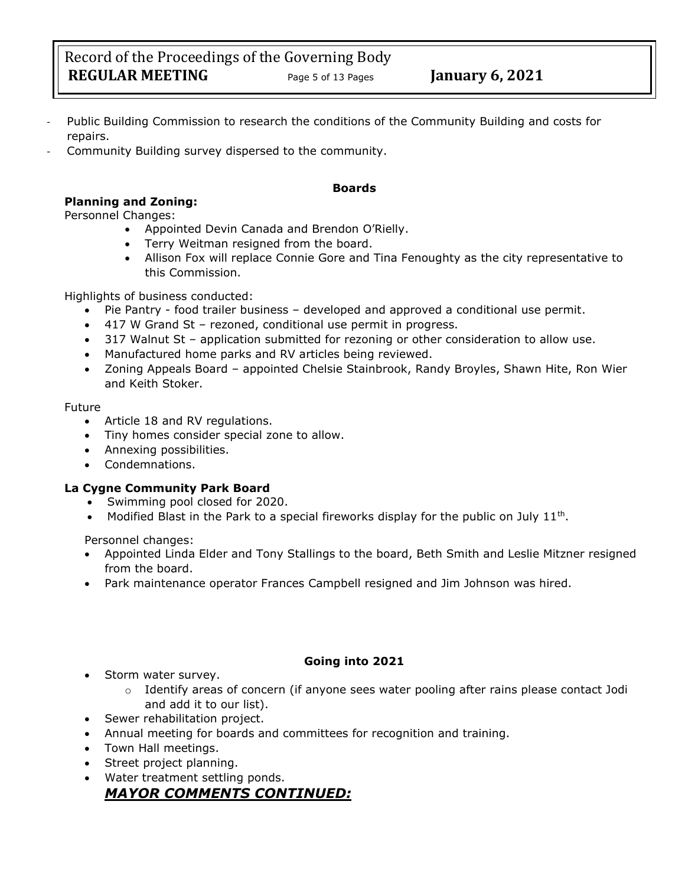- Public Building Commission to research the conditions of the Community Building and costs for repairs.
- Community Building survey dispersed to the community.

**Boards**

**Planning and Zoning:**

Personnel Changes:

- Appointed Devin Canada and Brendon O'Rielly.
- Terry Weitman resigned from the board.
- Allison Fox will replace Connie Gore and Tina Fenoughty as the city representative to this Commission.

Highlights of business conducted:

- Pie Pantry - food trailer business – developed and approved a conditional use permit.
- 417 W Grand St – rezoned, conditional use permit in progress.
- 317 Walnut St – application submitted for rezoning or other consideration to allow use.
- Manufactured home parks and RV articles being reviewed.
- Zoning Appeals Board – appointed Chelsie Stainbrook, Randy Broyles, Shawn Hite, Ron Wier and Keith Stoker.

Future

- Article 18 and RV regulations.
- Tiny homes consider special zone to allow.
- Annexing possibilities.
- Condemnations.

**La Cygne Community Park Board**

- Swimming pool closed for 2020.
- Modified Blast in the Park to a special fireworks display for the public on July 11th.

Personnel changes:

- Appointed Linda Elder and Tony Stallings to the board, Beth Smith and Leslie Mitzner resigned from the board.
- Park maintenance operator Frances Campbell resigned and Jim Johnson was hired.

**Going into 2021**

- Storm water survey.
  - Identify areas of concern (if anyone sees water pooling after rains please contact Jodi and add it to our list).
- Sewer rehabilitation project.
- Annual meeting for boards and committees for recognition and training.
- Town Hall meetings.
- Street project planning.
- Water treatment settling ponds.

***MAYOR COMMENTS CONTINUED:***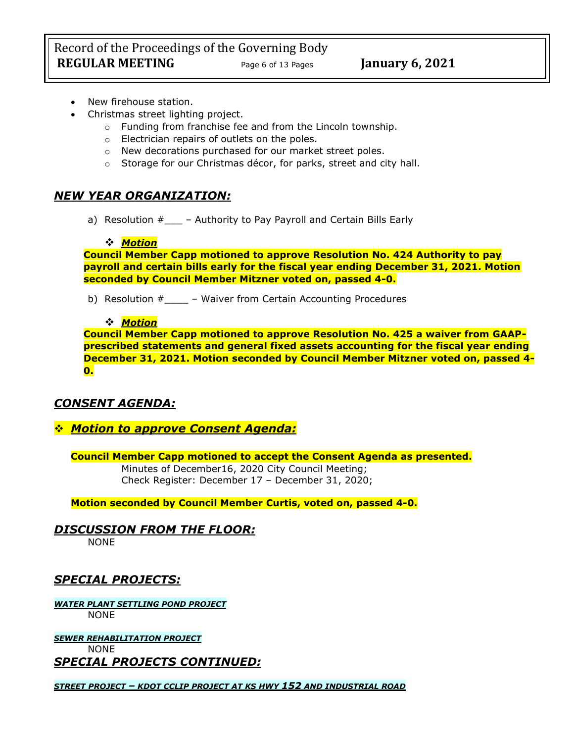- New firehouse station.
- Christmas street lighting project.
    - Funding from franchise fee and from the Lincoln township.
    - Electrician repairs of outlets on the poles.
    - New decorations purchased for our market street poles.
    - Storage for our Christmas décor, for parks, street and city hall.

## ***NEW YEAR ORGANIZATION:***

a) Resolution #___ – Authority to Pay Payroll and Certain Bills Early

❖ ***Motion***

**Council Member Capp motioned to approve Resolution No. 424 Authority to pay payroll and certain bills early for the fiscal year ending December 31, 2021. Motion seconded by Council Member Mitzner voted on, passed 4-0.**

b) Resolution #____ – Waiver from Certain Accounting Procedures

❖ ***Motion***

**Council Member Capp motioned to approve Resolution No. 425 a waiver from GAAP-prescribed statements and general fixed assets accounting for the fiscal year ending December 31, 2021. Motion seconded by Council Member Mitzner voted on, passed 4-0.**

## ***CONSENT AGENDA:***

### ❖ ***Motion to approve Consent Agenda:***

**Council Member Capp motioned to accept the Consent Agenda as presented.**

Minutes of December16, 2020 City Council Meeting;
Check Register: December 17 – December 31, 2020;

**Motion seconded by Council Member Curtis, voted on, passed 4-0.**

## ***DISCUSSION FROM THE FLOOR:***

NONE

## ***SPECIAL PROJECTS:***

***WATER PLANT SETTLING POND PROJECT***

NONE

***SEWER REHABILITATION PROJECT***

NONE

## ***SPECIAL PROJECTS CONTINUED:***

***STREET PROJECT – KDOT CCLIP PROJECT AT KS HWY 152 AND INDUSTRIAL ROAD***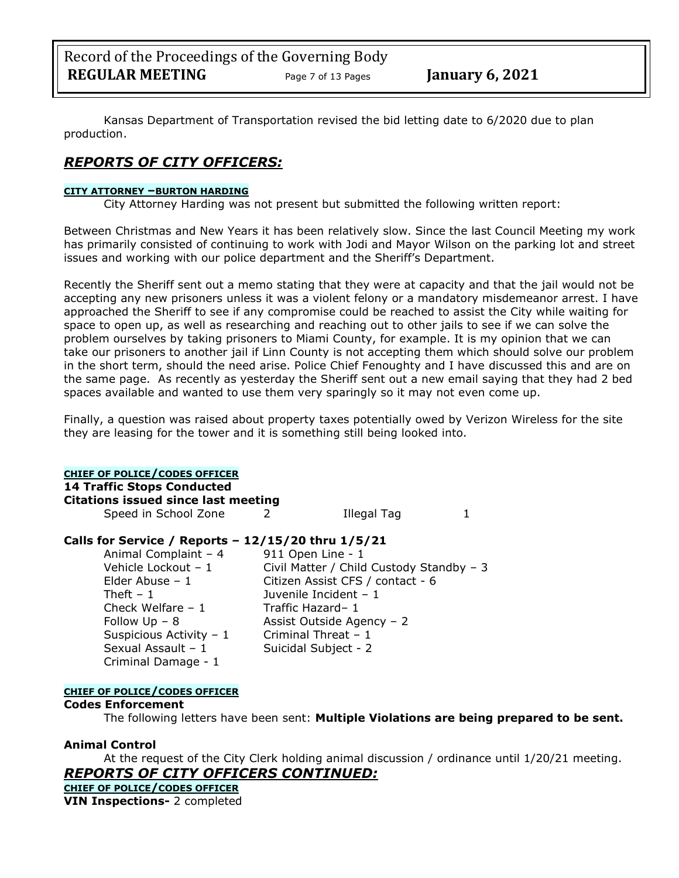Kansas Department of Transportation revised the bid letting date to 6/2020 due to plan production.

## *REPORTS OF CITY OFFICERS:*

**CITY ATTORNEY –BURTON HARDING**

City Attorney Harding was not present but submitted the following written report:

Between Christmas and New Years it has been relatively slow. Since the last Council Meeting my work has primarily consisted of continuing to work with Jodi and Mayor Wilson on the parking lot and street issues and working with our police department and the Sheriff's Department.

Recently the Sheriff sent out a memo stating that they were at capacity and that the jail would not be accepting any new prisoners unless it was a violent felony or a mandatory misdemeanor arrest. I have approached the Sheriff to see if any compromise could be reached to assist the City while waiting for space to open up, as well as researching and reaching out to other jails to see if we can solve the problem ourselves by taking prisoners to Miami County, for example. It is my opinion that we can take our prisoners to another jail if Linn County is not accepting them which should solve our problem in the short term, should the need arise. Police Chief Fenoughty and I have discussed this and are on the same page. As recently as yesterday the Sheriff sent out a new email saying that they had 2 bed spaces available and wanted to use them very sparingly so it may not even come up.

Finally, a question was raised about property taxes potentially owed by Verizon Wireless for the site they are leasing for the tower and it is something still being looked into.

**CHIEF OF POLICE/CODES OFFICER**

**14 Traffic Stops Conducted**

**Citations issued since last meeting**

| | | | |
|---|---|---|---|
| Speed in School Zone | 2 | Illegal Tag | 1 |

**Calls for Service / Reports – 12/15/20 thru 1/5/21**

| | |
|---|---|
| Animal Complaint – 4 | 911 Open Line - 1 |
| Vehicle Lockout – 1 | Civil Matter / Child Custody Standby – 3 |
| Elder Abuse – 1 | Citizen Assist CFS / contact - 6 |
| Theft – 1 | Juvenile Incident – 1 |
| Check Welfare – 1 | Traffic Hazard– 1 |
| Follow Up – 8 | Assist Outside Agency – 2 |
| Suspicious Activity – 1 | Criminal Threat – 1 |
| Sexual Assault – 1 | Suicidal Subject - 2 |
| Criminal Damage - 1 | |

**CHIEF OF POLICE/CODES OFFICER**

**Codes Enforcement**

The following letters have been sent: **Multiple Violations are being prepared to be sent.**

**Animal Control**

At the request of the City Clerk holding animal discussion / ordinance until 1/20/21 meeting.

## *REPORTS OF CITY OFFICERS CONTINUED:*

**CHIEF OF POLICE/CODES OFFICER**

**VIN Inspections-** 2 completed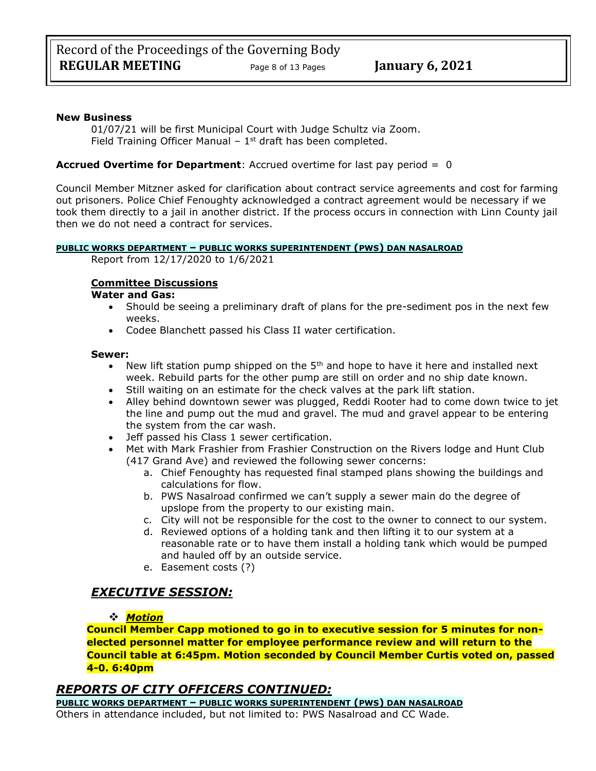**New Business**

01/07/21 will be first Municipal Court with Judge Schultz via Zoom.
Field Training Officer Manual – 1st draft has been completed.

**Accrued Overtime for Department**: Accrued overtime for last pay period = 0

Council Member Mitzner asked for clarification about contract service agreements and cost for farming out prisoners. Police Chief Fenoughty acknowledged a contract agreement would be necessary if we took them directly to a jail in another district. If the process occurs in connection with Linn County jail then we do not need a contract for services.

**PUBLIC WORKS DEPARTMENT – PUBLIC WORKS SUPERINTENDENT (PWS) DAN NASALROAD**

Report from 12/17/2020 to 1/6/2021

**Committee Discussions**

**Water and Gas:**

- Should be seeing a preliminary draft of plans for the pre-sediment pos in the next few weeks.
- Codee Blanchett passed his Class II water certification.

**Sewer:**

- New lift station pump shipped on the 5th and hope to have it here and installed next week. Rebuild parts for the other pump are still on order and no ship date known.
- Still waiting on an estimate for the check valves at the park lift station.
- Alley behind downtown sewer was plugged, Reddi Rooter had to come down twice to jet the line and pump out the mud and gravel. The mud and gravel appear to be entering the system from the car wash.
- Jeff passed his Class 1 sewer certification.
- Met with Mark Frashier from Frashier Construction on the Rivers lodge and Hunt Club (417 Grand Ave) and reviewed the following sewer concerns:
    a. Chief Fenoughty has requested final stamped plans showing the buildings and calculations for flow.
    b. PWS Nasalroad confirmed we can't supply a sewer main do the degree of upslope from the property to our existing main.
    c. City will not be responsible for the cost to the owner to connect to our system.
    d. Reviewed options of a holding tank and then lifting it to our system at a reasonable rate or to have them install a holding tank which would be pumped and hauled off by an outside service.
    e. Easement costs (?)

## *EXECUTIVE SESSION:*

❖ ***Motion***

**Council Member Capp motioned to go in to executive session for 5 minutes for non-elected personnel matter for employee performance review and will return to the Council table at 6:45pm. Motion seconded by Council Member Curtis voted on, passed 4-0. 6:40pm**

## *REPORTS OF CITY OFFICERS CONTINUED:*

**PUBLIC WORKS DEPARTMENT – PUBLIC WORKS SUPERINTENDENT (PWS) DAN NASALROAD**

Others in attendance included, but not limited to: PWS Nasalroad and CC Wade.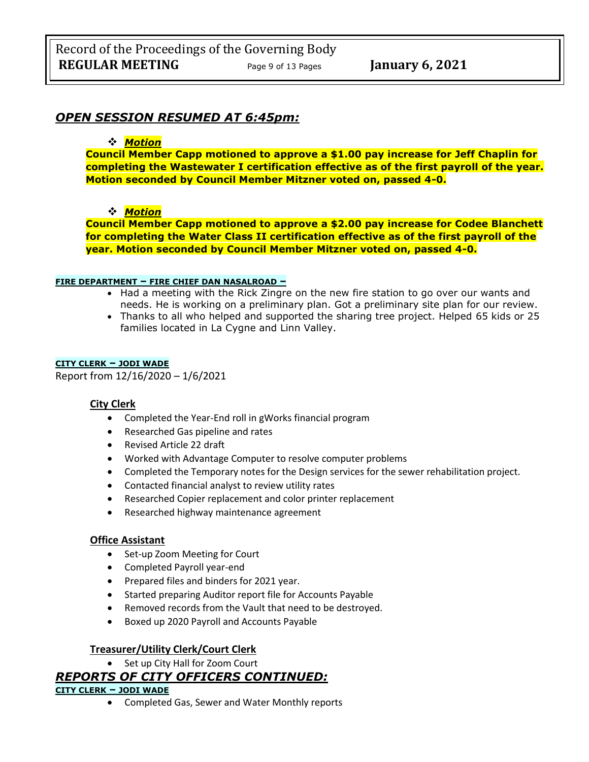## *OPEN SESSION RESUMED AT 6:45pm:*

- ***Motion***

**Council Member Capp motioned to approve a $1.00 pay increase for Jeff Chaplin for completing the Wastewater I certification effective as of the first payroll of the year. Motion seconded by Council Member Mitzner voted on, passed 4-0.**

- ***Motion***

**Council Member Capp motioned to approve a $2.00 pay increase for Codee Blanchett for completing the Water Class II certification effective as of the first payroll of the year. Motion seconded by Council Member Mitzner voted on, passed 4-0.**

**FIRE DEPARTMENT – FIRE CHIEF DAN NASALROAD –**

- Had a meeting with the Rick Zingre on the new fire station to go over our wants and needs. He is working on a preliminary plan. Got a preliminary site plan for our review.
- Thanks to all who helped and supported the sharing tree project. Helped 65 kids or 25 families located in La Cygne and Linn Valley.

**CITY CLERK – JODI WADE**

Report from 12/16/2020 – 1/6/2021

### City Clerk

- Completed the Year-End roll in gWorks financial program
- Researched Gas pipeline and rates
- Revised Article 22 draft
- Worked with Advantage Computer to resolve computer problems
- Completed the Temporary notes for the Design services for the sewer rehabilitation project.
- Contacted financial analyst to review utility rates
- Researched Copier replacement and color printer replacement
- Researched highway maintenance agreement

### Office Assistant

- Set-up Zoom Meeting for Court
- Completed Payroll year-end
- Prepared files and binders for 2021 year.
- Started preparing Auditor report file for Accounts Payable
- Removed records from the Vault that need to be destroyed.
- Boxed up 2020 Payroll and Accounts Payable

### Treasurer/Utility Clerk/Court Clerk

- Set up City Hall for Zoom Court

## *REPORTS OF CITY OFFICERS CONTINUED:*

**CITY CLERK – JODI WADE**

- Completed Gas, Sewer and Water Monthly reports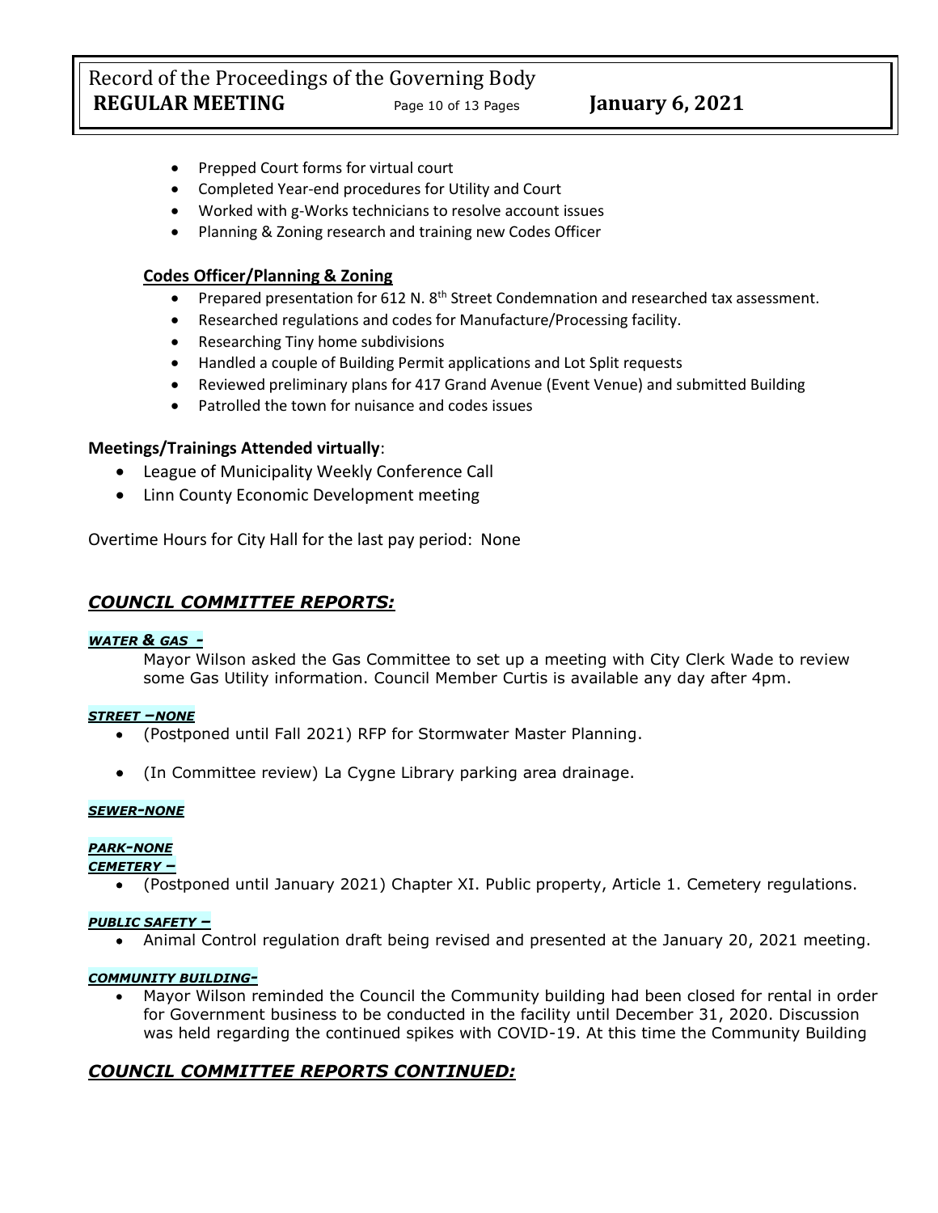- Prepped Court forms for virtual court
- Completed Year-end procedures for Utility and Court
- Worked with g-Works technicians to resolve account issues
- Planning & Zoning research and training new Codes Officer

**Codes Officer/Planning & Zoning**

- Prepared presentation for 612 N. 8th Street Condemnation and researched tax assessment.
- Researched regulations and codes for Manufacture/Processing facility.
- Researching Tiny home subdivisions
- Handled a couple of Building Permit applications and Lot Split requests
- Reviewed preliminary plans for 417 Grand Avenue (Event Venue) and submitted Building
- Patrolled the town for nuisance and codes issues

**Meetings/Trainings Attended virtually**:

- League of Municipality Weekly Conference Call
- Linn County Economic Development meeting

Overtime Hours for City Hall for the last pay period: None

## *COUNCIL COMMITTEE REPORTS:*

***WATER & GAS -***

Mayor Wilson asked the Gas Committee to set up a meeting with City Clerk Wade to review some Gas Utility information. Council Member Curtis is available any day after 4pm.

***STREET –NONE***

- (Postponed until Fall 2021) RFP for Stormwater Master Planning.
- (In Committee review) La Cygne Library parking area drainage.

***SEWER-NONE***

***PARK-NONE***

***CEMETERY –***

- (Postponed until January 2021) Chapter XI. Public property, Article 1. Cemetery regulations.

***PUBLIC SAFETY –***

- Animal Control regulation draft being revised and presented at the January 20, 2021 meeting.

***COMMUNITY BUILDING-***

- Mayor Wilson reminded the Council the Community building had been closed for rental in order for Government business to be conducted in the facility until December 31, 2020. Discussion was held regarding the continued spikes with COVID-19. At this time the Community Building

## *COUNCIL COMMITTEE REPORTS CONTINUED:*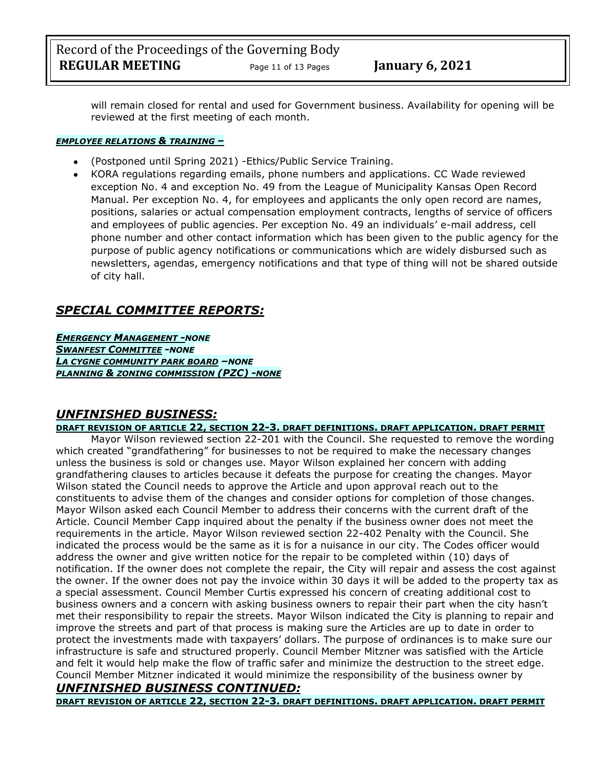will remain closed for rental and used for Government business. Availability for opening will be reviewed at the first meeting of each month.

***EMPLOYEE RELATIONS & TRAINING –***

- (Postponed until Spring 2021) -Ethics/Public Service Training.
- KORA regulations regarding emails, phone numbers and applications. CC Wade reviewed exception No. 4 and exception No. 49 from the League of Municipality Kansas Open Record Manual. Per exception No. 4, for employees and applicants the only open record are names, positions, salaries or actual compensation employment contracts, lengths of service of officers and employees of public agencies. Per exception No. 49 an individuals' e-mail address, cell phone number and other contact information which has been given to the public agency for the purpose of public agency notifications or communications which are widely disbursed such as newsletters, agendas, emergency notifications and that type of thing will not be shared outside of city hall.

## *SPECIAL COMMITTEE REPORTS:*

***EMERGENCY MANAGEMENT -NONE***
***SWANFEST COMMITTEE -NONE***
***LA CYGNE COMMUNITY PARK BOARD –NONE***
***PLANNING & ZONING COMMISSION (PZC) -NONE***

## *UNFINISHED BUSINESS:*

**DRAFT REVISION OF ARTICLE 22, SECTION 22-3. DRAFT DEFINITIONS. DRAFT APPLICATION. DRAFT PERMIT**

Mayor Wilson reviewed section 22-201 with the Council. She requested to remove the wording which created "grandfathering" for businesses to not be required to make the necessary changes unless the business is sold or changes use. Mayor Wilson explained her concern with adding grandfathering clauses to articles because it defeats the purpose for creating the changes. Mayor Wilson stated the Council needs to approve the Article and upon approval reach out to the constituents to advise them of the changes and consider options for completion of those changes. Mayor Wilson asked each Council Member to address their concerns with the current draft of the Article. Council Member Capp inquired about the penalty if the business owner does not meet the requirements in the article. Mayor Wilson reviewed section 22-402 Penalty with the Council. She indicated the process would be the same as it is for a nuisance in our city. The Codes officer would address the owner and give written notice for the repair to be completed within (10) days of notification. If the owner does not complete the repair, the City will repair and assess the cost against the owner. If the owner does not pay the invoice within 30 days it will be added to the property tax as a special assessment. Council Member Curtis expressed his concern of creating additional cost to business owners and a concern with asking business owners to repair their part when the city hasn't met their responsibility to repair the streets. Mayor Wilson indicated the City is planning to repair and improve the streets and part of that process is making sure the Articles are up to date in order to protect the investments made with taxpayers' dollars. The purpose of ordinances is to make sure our infrastructure is safe and structured properly. Council Member Mitzner was satisfied with the Article and felt it would help make the flow of traffic safer and minimize the destruction to the street edge. Council Member Mitzner indicated it would minimize the responsibility of the business owner by

## *UNFINISHED BUSINESS CONTINUED:*

**DRAFT REVISION OF ARTICLE 22, SECTION 22-3. DRAFT DEFINITIONS. DRAFT APPLICATION. DRAFT PERMIT**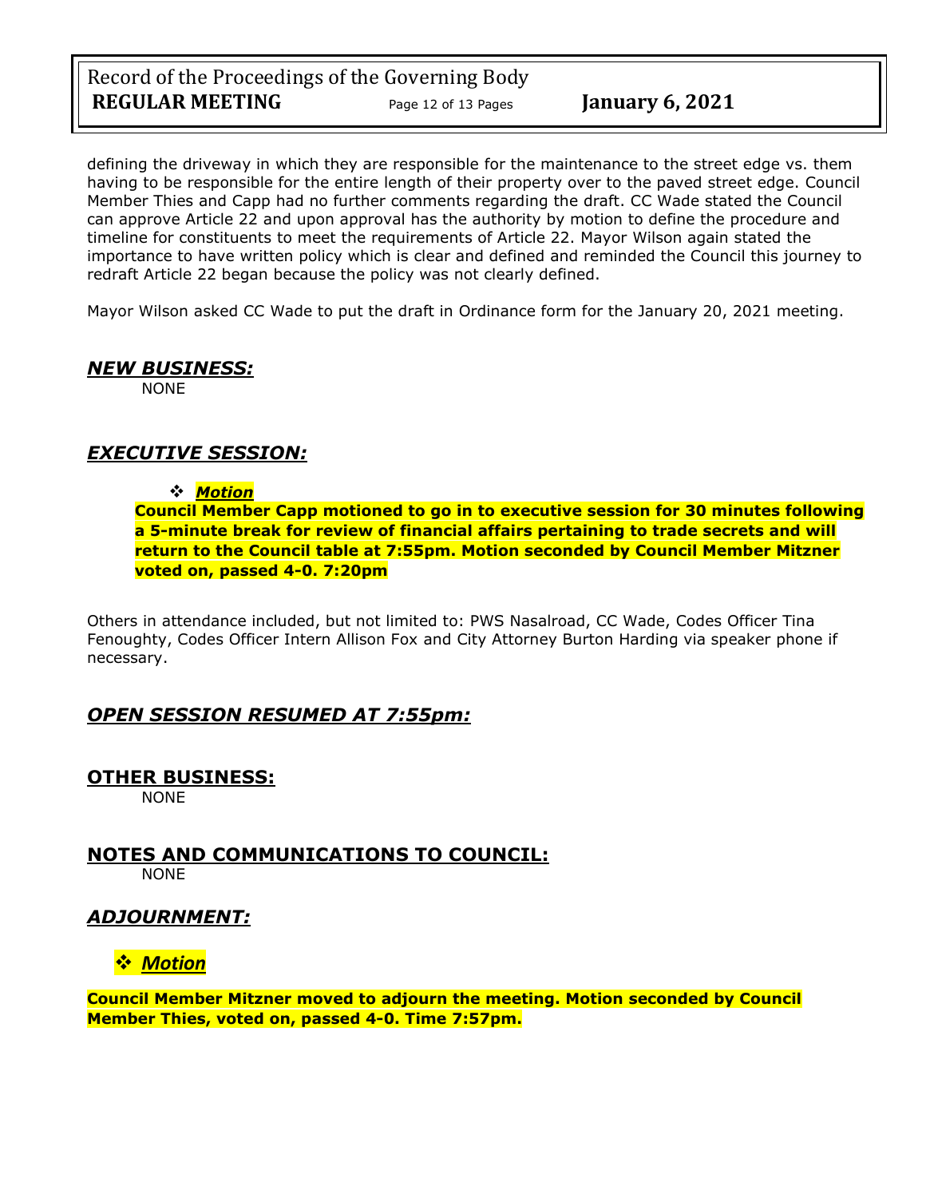defining the driveway in which they are responsible for the maintenance to the street edge vs. them having to be responsible for the entire length of their property over to the paved street edge. Council Member Thies and Capp had no further comments regarding the draft. CC Wade stated the Council can approve Article 22 and upon approval has the authority by motion to define the procedure and timeline for constituents to meet the requirements of Article 22. Mayor Wilson again stated the importance to have written policy which is clear and defined and reminded the Council this journey to redraft Article 22 began because the policy was not clearly defined.

Mayor Wilson asked CC Wade to put the draft in Ordinance form for the January 20, 2021 meeting.

## ***NEW BUSINESS:***

NONE

## ***EXECUTIVE SESSION:***

❖ ***Motion***

**Council Member Capp motioned to go in to executive session for 30 minutes following a 5-minute break for review of financial affairs pertaining to trade secrets and will return to the Council table at 7:55pm. Motion seconded by Council Member Mitzner voted on, passed 4-0. 7:20pm**

Others in attendance included, but not limited to: PWS Nasalroad, CC Wade, Codes Officer Tina Fenoughty, Codes Officer Intern Allison Fox and City Attorney Burton Harding via speaker phone if necessary.

## ***OPEN SESSION RESUMED AT 7:55pm:***

## **OTHER BUSINESS:**

NONE

## **NOTES AND COMMUNICATIONS TO COUNCIL:**

NONE

## ***ADJOURNMENT:***

❖ ***Motion***

**Council Member Mitzner moved to adjourn the meeting. Motion seconded by Council Member Thies, voted on, passed 4-0. Time 7:57pm.**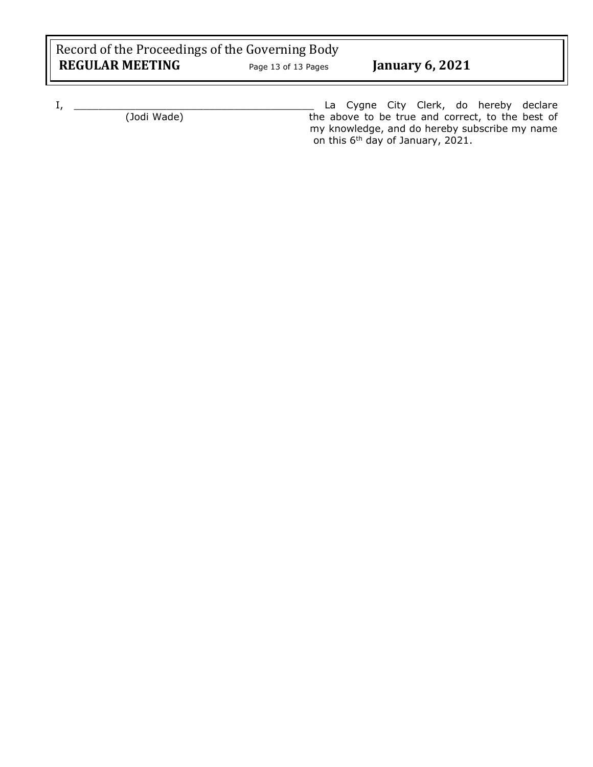I, ________________________________________ La Cygne City Clerk, do hereby declare the above to be true and correct, to the best of my knowledge, and do hereby subscribe my name on this 6th day of January, 2021.

(Jodi Wade)